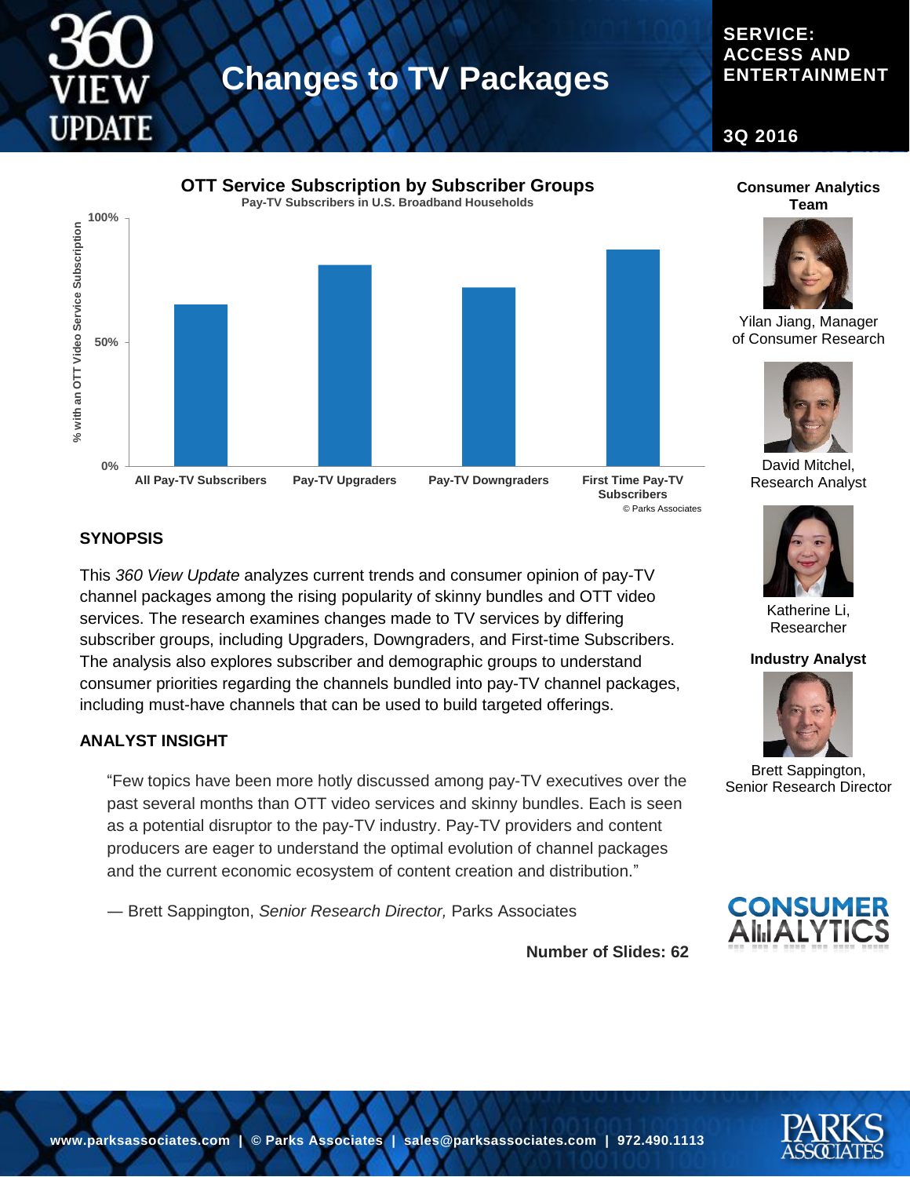# 360 VIEW UPDATE

# Changes to TV Packages

**SERVICE: ACCESS AND ENTERTAINMENT**

**3Q 2016**

**OTT Service Subscription by Subscriber Groups**

Pay-TV Subscribers in U.S. Broadband Households

% with an OTT Video Service Subscription

| Group | Approx. % |
|---|---|
| All Pay-TV Subscribers | ~65% |
| Pay-TV Upgraders | ~81% |
| Pay-TV Downgraders | ~72% |
| First Time Pay-TV Subscribers | ~87% |

© Parks Associates

## SYNOPSIS

This *360 View Update* analyzes current trends and consumer opinion of pay-TV channel packages among the rising popularity of skinny bundles and OTT video services. The research examines changes made to TV services by differing subscriber groups, including Upgraders, Downgraders, and First-time Subscribers. The analysis also explores subscriber and demographic groups to understand consumer priorities regarding the channels bundled into pay-TV channel packages, including must-have channels that can be used to build targeted offerings.

## ANALYST INSIGHT

> "Few topics have been more hotly discussed among pay-TV executives over the past several months than OTT video services and skinny bundles. Each is seen as a potential disruptor to the pay-TV industry. Pay-TV providers and content producers are eager to understand the optimal evolution of channel packages and the current economic ecosystem of content creation and distribution."
>
> — Brett Sappington, *Senior Research Director,* Parks Associates

**Number of Slides: 62**

**Consumer Analytics Team**

Yilan Jiang, Manager of Consumer Research

David Mitchel, Research Analyst

Katherine Li, Researcher

**Industry Analyst**

Brett Sappington, Senior Research Director

CONSUMER ANALYTICS

www.parksassociates.com | © Parks Associates | sales@parksassociates.com | 972.490.1113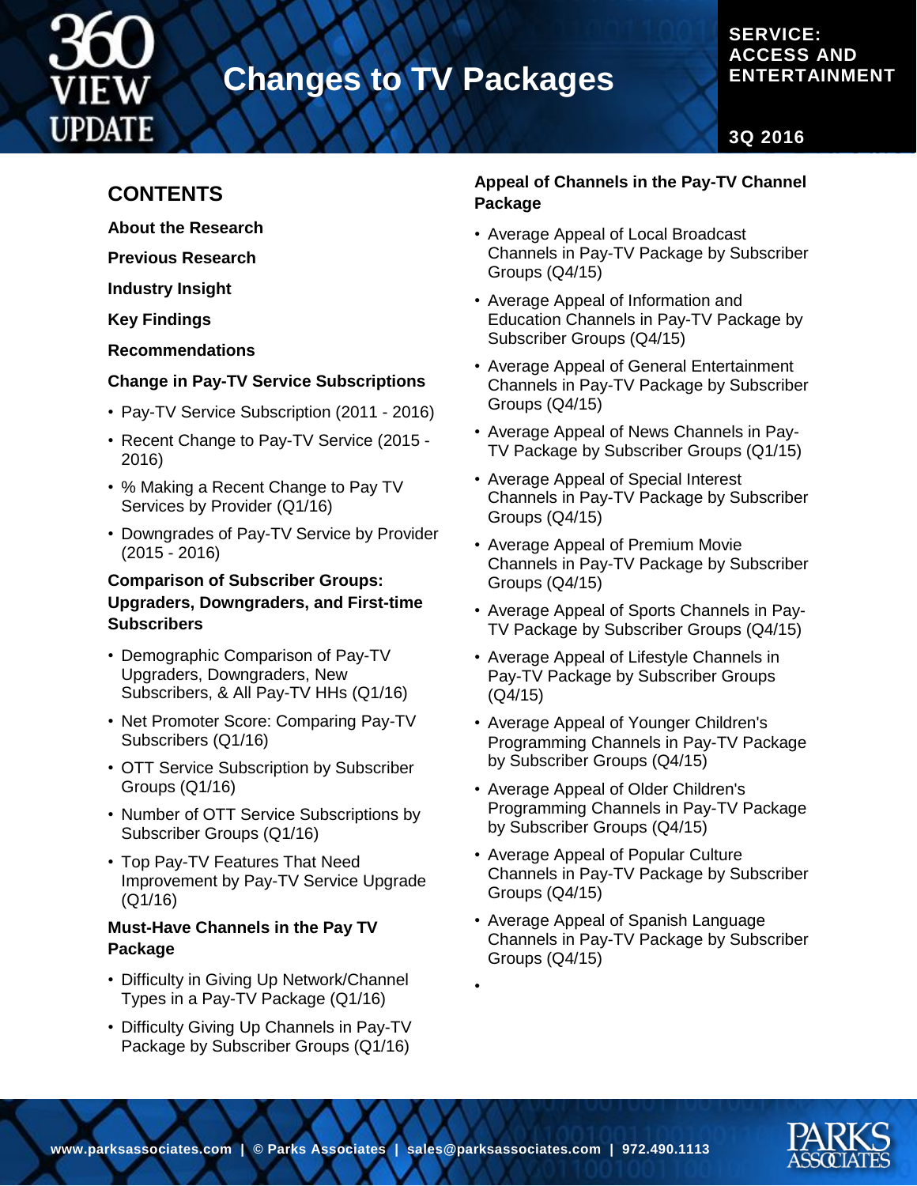## CONTENTS

**About the Research**

**Previous Research**

**Industry Insight**

**Key Findings**

**Recommendations**

**Change in Pay-TV Service Subscriptions**

- Pay-TV Service Subscription (2011 - 2016)
- Recent Change to Pay-TV Service (2015 - 2016)
- % Making a Recent Change to Pay TV Services by Provider (Q1/16)
- Downgrades of Pay-TV Service by Provider (2015 - 2016)

**Comparison of Subscriber Groups: Upgraders, Downgraders, and First-time Subscribers**

- Demographic Comparison of Pay-TV Upgraders, Downgraders, New Subscribers, & All Pay-TV HHs (Q1/16)
- Net Promoter Score: Comparing Pay-TV Subscribers (Q1/16)
- OTT Service Subscription by Subscriber Groups (Q1/16)
- Number of OTT Service Subscriptions by Subscriber Groups (Q1/16)
- Top Pay-TV Features That Need Improvement by Pay-TV Service Upgrade (Q1/16)

**Must-Have Channels in the Pay TV Package**

- Difficulty in Giving Up Network/Channel Types in a Pay-TV Package (Q1/16)
- Difficulty Giving Up Channels in Pay-TV Package by Subscriber Groups (Q1/16)

**Appeal of Channels in the Pay-TV Channel Package**

- Average Appeal of Local Broadcast Channels in Pay-TV Package by Subscriber Groups (Q4/15)
- Average Appeal of Information and Education Channels in Pay-TV Package by Subscriber Groups (Q4/15)
- Average Appeal of General Entertainment Channels in Pay-TV Package by Subscriber Groups (Q4/15)
- Average Appeal of News Channels in Pay-TV Package by Subscriber Groups (Q1/15)
- Average Appeal of Special Interest Channels in Pay-TV Package by Subscriber Groups (Q4/15)
- Average Appeal of Premium Movie Channels in Pay-TV Package by Subscriber Groups (Q4/15)
- Average Appeal of Sports Channels in Pay-TV Package by Subscriber Groups (Q4/15)
- Average Appeal of Lifestyle Channels in Pay-TV Package by Subscriber Groups (Q4/15)
- Average Appeal of Younger Children's Programming Channels in Pay-TV Package by Subscriber Groups (Q4/15)
- Average Appeal of Older Children's Programming Channels in Pay-TV Package by Subscriber Groups (Q4/15)
- Average Appeal of Popular Culture Channels in Pay-TV Package by Subscriber Groups (Q4/15)
- Average Appeal of Spanish Language Channels in Pay-TV Package by Subscriber Groups (Q4/15)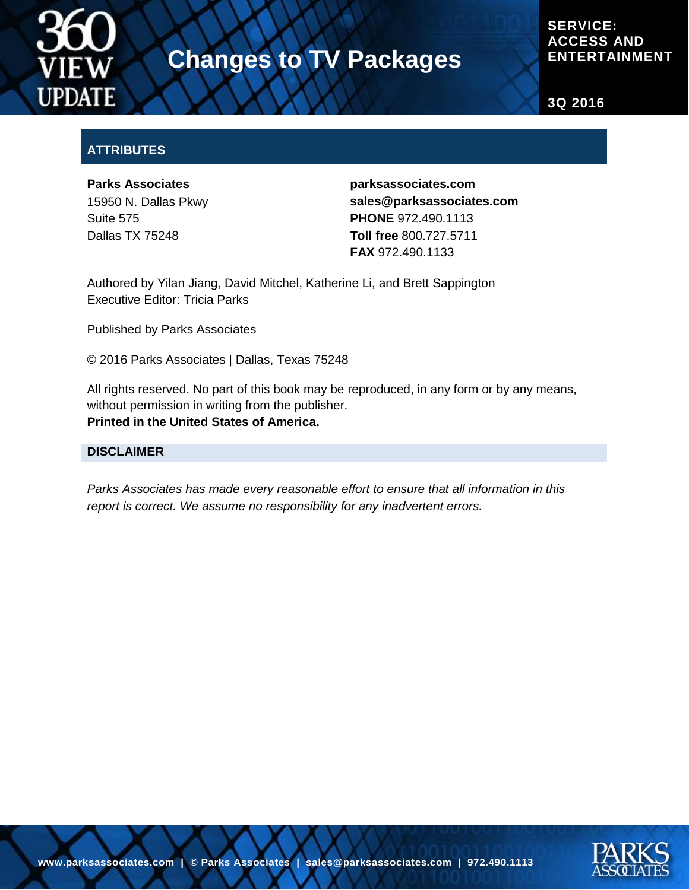# Changes to TV Packages

**SERVICE: ACCESS AND ENTERTAINMENT**

**3Q 2016**

## ATTRIBUTES

**Parks Associates**
15950 N. Dallas Pkwy
Suite 575
Dallas TX 75248

**parksassociates.com**
**sales@parksassociates.com**
**PHONE** 972.490.1113
**Toll free** 800.727.5711
**FAX** 972.490.1133

Authored by Yilan Jiang, David Mitchel, Katherine Li, and Brett Sappington
Executive Editor: Tricia Parks

Published by Parks Associates

© 2016 Parks Associates | Dallas, Texas 75248

All rights reserved. No part of this book may be reproduced, in any form or by any means, without permission in writing from the publisher.
**Printed in the United States of America.**

## DISCLAIMER

*Parks Associates has made every reasonable effort to ensure that all information in this report is correct. We assume no responsibility for any inadvertent errors.*